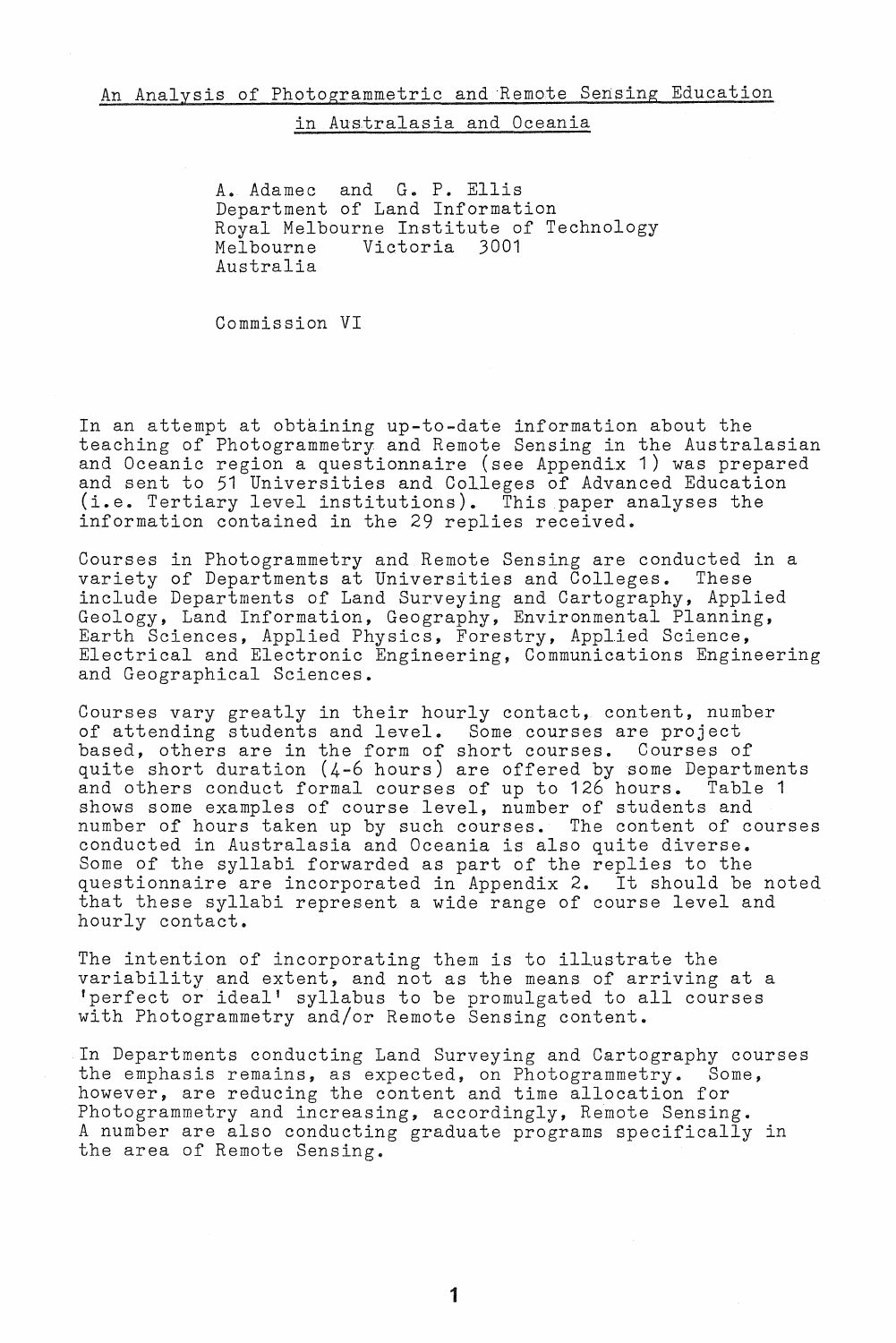# An Analysis of Photogrammetric and Remote Sensing Education in Australasia and Oceania

A. Adamec and G. P. Ellis
Department of Land Information
Royal Melbourne Institute of Technology
Melbourne Victoria 3001
Australia

Commission VI

In an attempt at obtaining up-to-date information about the teaching of Photogrammetry and Remote Sensing in the Australasian and Oceanic region a questionnaire (see Appendix 1) was prepared and sent to 51 Universities and Colleges of Advanced Education (i.e. Tertiary level institutions). This paper analyses the information contained in the 29 replies received.

Courses in Photogrammetry and Remote Sensing are conducted in a variety of Departments at Universities and Colleges. These include Departments of Land Surveying and Cartography, Applied Geology, Land Information, Geography, Environmental Planning, Earth Sciences, Applied Physics, Forestry, Applied Science, Electrical and Electronic Engineering, Communications Engineering and Geographical Sciences.

Courses vary greatly in their hourly contact, content, number of attending students and level. Some courses are project based, others are in the form of short courses. Courses of quite short duration (4-6 hours) are offered by some Departments and others conduct formal courses of up to 126 hours. Table 1 shows some examples of course level, number of students and number of hours taken up by such courses. The content of courses conducted in Australasia and Oceania is also quite diverse. Some of the syllabi forwarded as part of the replies to the questionnaire are incorporated in Appendix 2. It should be noted that these syllabi represent a wide range of course level and hourly contact.

The intention of incorporating them is to illustrate the variability and extent, and not as the means of arriving at a 'perfect or ideal' syllabus to be promulgated to all courses with Photogrammetry and/or Remote Sensing content.

In Departments conducting Land Surveying and Cartography courses the emphasis remains, as expected, on Photogrammetry. Some, however, are reducing the content and time allocation for Photogrammetry and increasing, accordingly, Remote Sensing. A number are also conducting graduate programs specifically in the area of Remote Sensing.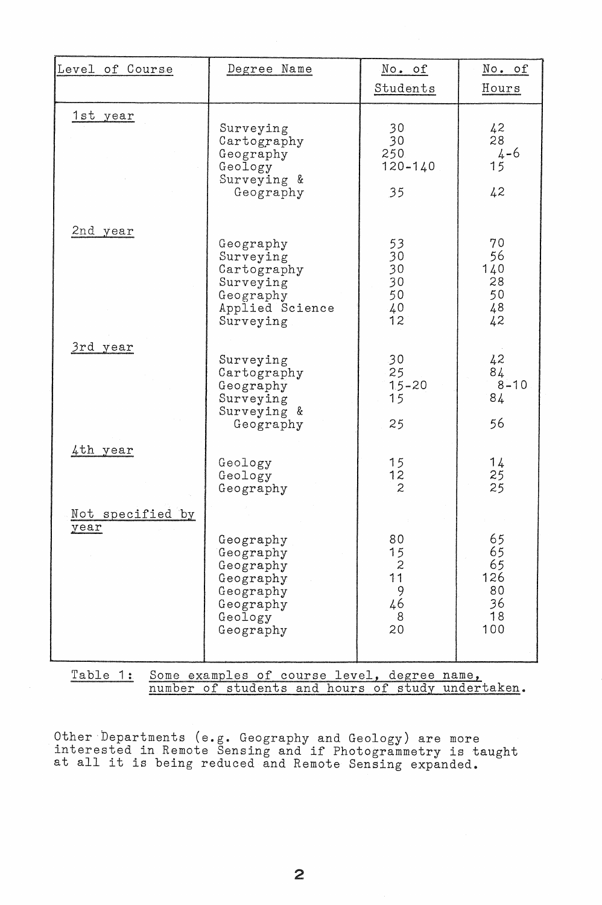| Level of Course | Degree Name | No. of Students | No. of Hours |
|---|---|---|---|
| 1st year | | | |
| | Surveying | 30 | 42 |
| | Cartography | 30 | 28 |
| | Geography | 250 | 4-6 |
| | Geology | 120-140 | 15 |
| | Surveying & Geography | 35 | 42 |
| 2nd year | | | |
| | Geography | 53 | 70 |
| | Surveying | 30 | 56 |
| | Cartography | 30 | 140 |
| | Surveying | 30 | 28 |
| | Geography | 50 | 50 |
| | Applied Science | 40 | 48 |
| | Surveying | 12 | 42 |
| 3rd year | | | |
| | Surveying | 30 | 42 |
| | Cartography | 25 | 84 |
| | Geography | 15-20 | 8-10 |
| | Surveying | 15 | 84 |
| | Surveying & Geography | 25 | 56 |
| 4th year | | | |
| | Geology | 15 | 14 |
| | Geology | 12 | 25 |
| | Geography | 2 | 25 |
| Not specified by year | | | |
| | Geography | 80 | 65 |
| | Geography | 15 | 65 |
| | Geography | 2 | 65 |
| | Geography | 11 | 126 |
| | Geography | 9 | 80 |
| | Geography | 46 | 36 |
| | Geology | 8 | 18 |
| | Geography | 20 | 100 |

Table 1: Some examples of course level, degree name, number of students and hours of study undertaken.

Other Departments (e.g. Geography and Geology) are more interested in Remote Sensing and if Photogrammetry is taught at all it is being reduced and Remote Sensing expanded.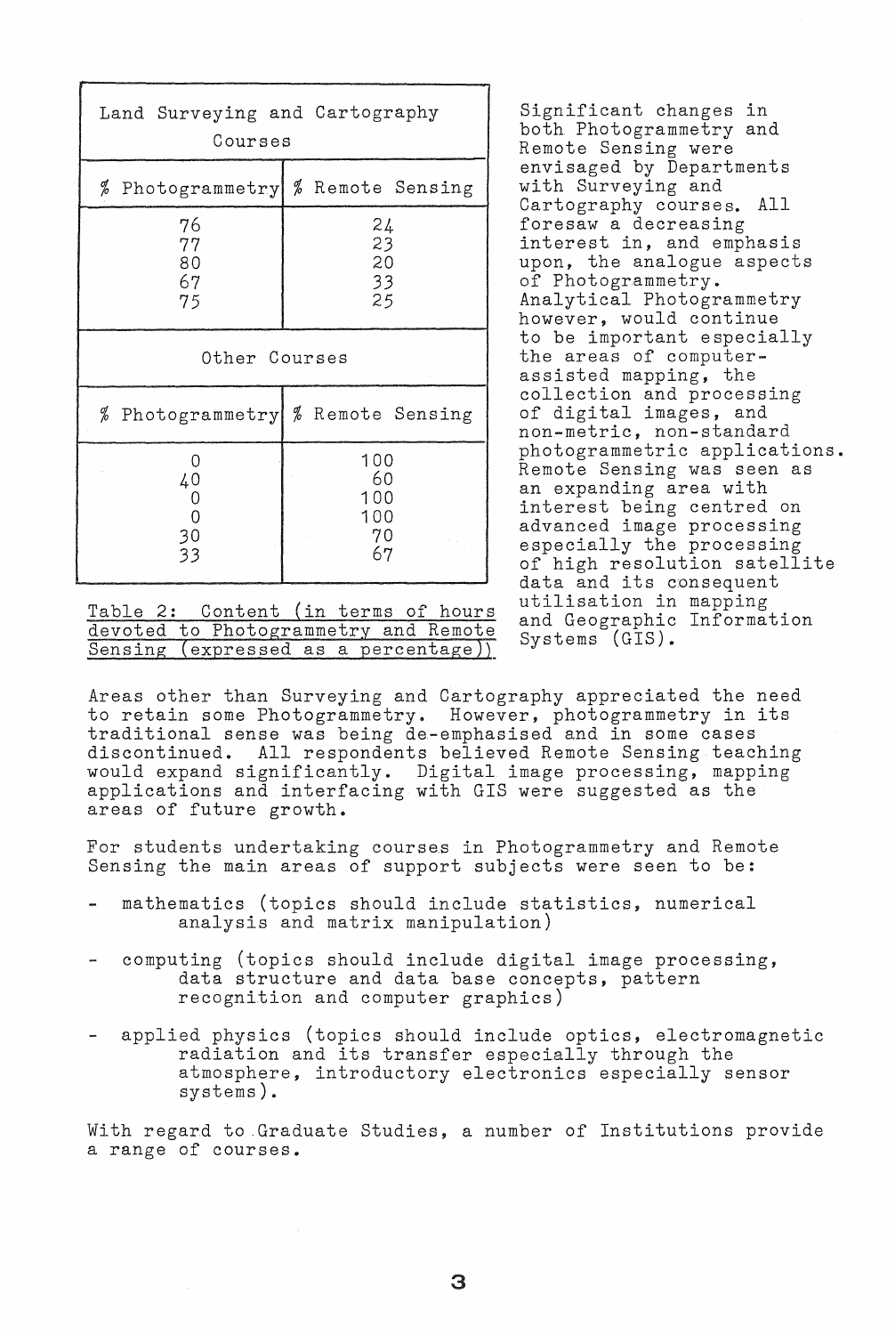| Land Surveying and Cartography Courses | |
|---|---|
| % Photogrammetry | % Remote Sensing |
| 76 | 24 |
| 77 | 23 |
| 80 | 20 |
| 67 | 33 |
| 75 | 25 |
| **Other Courses** | |
| % Photogrammetry | % Remote Sensing |
| 0 | 100 |
| 40 | 60 |
| 0 | 100 |
| 0 | 100 |
| 30 | 70 |
| 33 | 67 |

Table 2: Content (in terms of hours devoted to Photogrammetry and Remote Sensing (expressed as a percentage))

Significant changes in both Photogrammetry and Remote Sensing were envisaged by Departments with Surveying and Cartography courses. All foresaw a decreasing interest in, and emphasis upon, the analogue aspects of Photogrammetry. Analytical Photogrammetry however, would continue to be important especially the areas of computer-assisted mapping, the collection and processing of digital images, and non-metric, non-standard photogrammetric applications. Remote Sensing was seen as an expanding area with interest being centred on advanced image processing especially the processing of high resolution satellite data and its consequent utilisation in mapping and Geographic Information Systems (GIS).

Areas other than Surveying and Cartography appreciated the need to retain some Photogrammetry. However, photogrammetry in its traditional sense was being de-emphasised and in some cases discontinued. All respondents believed Remote Sensing teaching would expand significantly. Digital image processing, mapping applications and interfacing with GIS were suggested as the areas of future growth.

For students undertaking courses in Photogrammetry and Remote Sensing the main areas of support subjects were seen to be:

- mathematics (topics should include statistics, numerical analysis and matrix manipulation)
- computing (topics should include digital image processing, data structure and data base concepts, pattern recognition and computer graphics)
- applied physics (topics should include optics, electromagnetic radiation and its transfer especially through the atmosphere, introductory electronics especially sensor systems).

With regard to Graduate Studies, a number of Institutions provide a range of courses.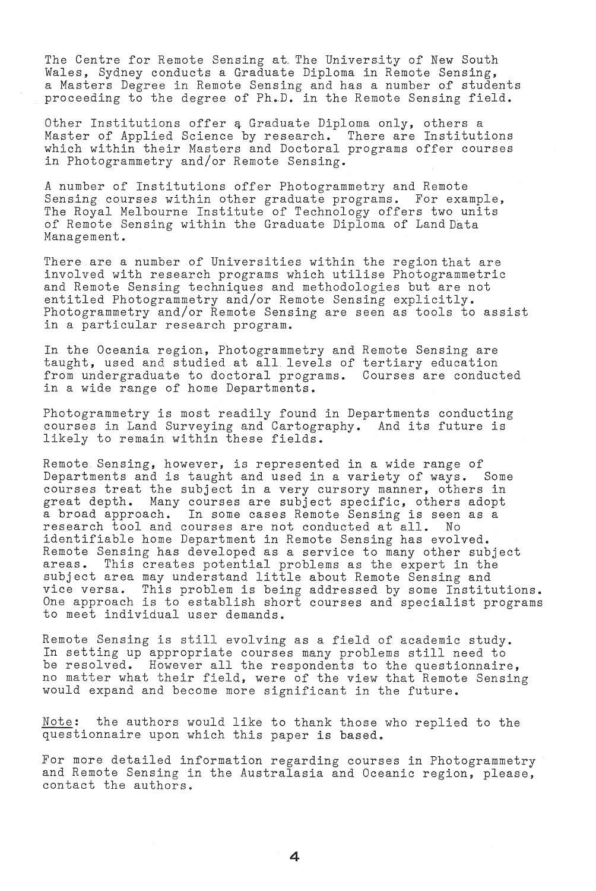The Centre for Remote Sensing at The University of New South Wales, Sydney conducts a Graduate Diploma in Remote Sensing, a Masters Degree in Remote Sensing and has a number of students proceeding to the degree of Ph.D. in the Remote Sensing field.

Other Institutions offer a Graduate Diploma only, others a Master of Applied Science by research. There are Institutions which within their Masters and Doctoral programs offer courses in Photogrammetry and/or Remote Sensing.

A number of Institutions offer Photogrammetry and Remote Sensing courses within other graduate programs. For example, The Royal Melbourne Institute of Technology offers two units of Remote Sensing within the Graduate Diploma of Land Data Management.

There are a number of Universities within the region that are involved with research programs which utilise Photogrammetric and Remote Sensing techniques and methodologies but are not entitled Photogrammetry and/or Remote Sensing explicitly. Photogrammetry and/or Remote Sensing are seen as tools to assist in a particular research program.

In the Oceania region, Photogrammetry and Remote Sensing are taught, used and studied at all levels of tertiary education from undergraduate to doctoral programs. Courses are conducted in a wide range of home Departments.

Photogrammetry is most readily found in Departments conducting courses in Land Surveying and Cartography. And its future is likely to remain within these fields.

Remote Sensing, however, is represented in a wide range of Departments and is taught and used in a variety of ways. Some courses treat the subject in a very cursory manner, others in great depth. Many courses are subject specific, others adopt a broad approach. In some cases Remote Sensing is seen as a research tool and courses are not conducted at all. No identifiable home Department in Remote Sensing has evolved. Remote Sensing has developed as a service to many other subject areas. This creates potential problems as the expert in the subject area may understand little about Remote Sensing and vice versa. This problem is being addressed by some Institutions. One approach is to establish short courses and specialist programs to meet individual user demands.

Remote Sensing is still evolving as a field of academic study. In setting up appropriate courses many problems still need to be resolved. However all the respondents to the questionnaire, no matter what their field, were of the view that Remote Sensing would expand and become more significant in the future.

<u>Note</u>: the authors would like to thank those who replied to the questionnaire upon which this paper is based.

For more detailed information regarding courses in Photogrammetry and Remote Sensing in the Australasia and Oceanic region, please, contact the authors.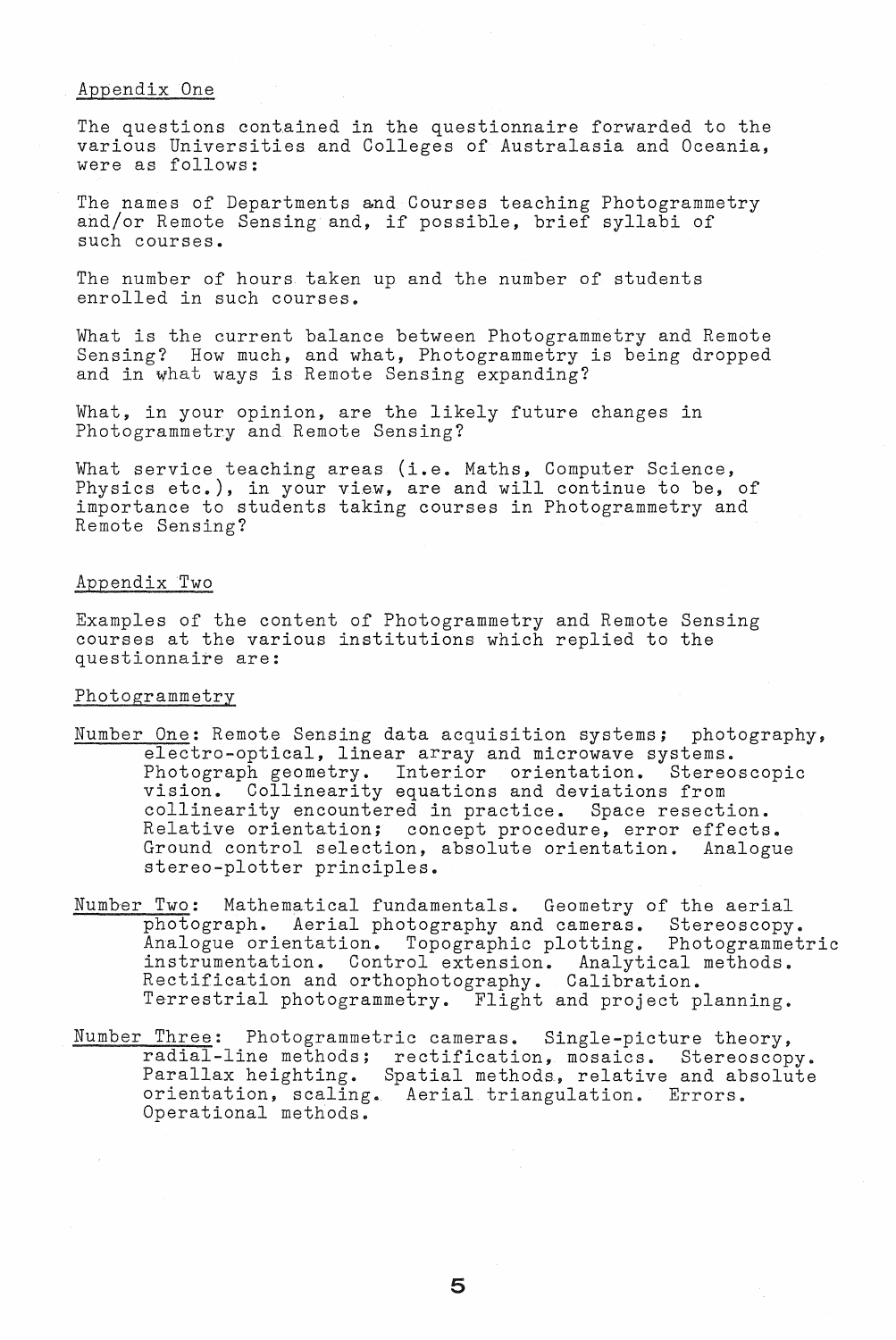## Appendix One

The questions contained in the questionnaire forwarded to the various Universities and Colleges of Australasia and Oceania, were as follows:

The names of Departments and Courses teaching Photogrammetry and/or Remote Sensing and, if possible, brief syllabi of such courses.

The number of hours taken up and the number of students enrolled in such courses.

What is the current balance between Photogrammetry and Remote Sensing? How much, and what, Photogrammetry is being dropped and in what ways is Remote Sensing expanding?

What, in your opinion, are the likely future changes in Photogrammetry and Remote Sensing?

What service teaching areas (i.e. Maths, Computer Science, Physics etc.), in your view, are and will continue to be, of importance to students taking courses in Photogrammetry and Remote Sensing?

## Appendix Two

Examples of the content of Photogrammetry and Remote Sensing courses at the various institutions which replied to the questionnaire are:

### Photogrammetry

Number One: Remote Sensing data acquisition systems; photography, electro-optical, linear array and microwave systems. Photograph geometry. Interior orientation. Stereoscopic vision. Collinearity equations and deviations from collinearity encountered in practice. Space resection. Relative orientation; concept procedure, error effects. Ground control selection, absolute orientation. Analogue stereo-plotter principles.

Number Two: Mathematical fundamentals. Geometry of the aerial photograph. Aerial photography and cameras. Stereoscopy. Analogue orientation. Topographic plotting. Photogrammetric instrumentation. Control extension. Analytical methods. Rectification and orthophotography. Calibration. Terrestrial photogrammetry. Flight and project planning.

Number Three: Photogrammetric cameras. Single-picture theory, radial-line methods; rectification, mosaics. Stereoscopy. Parallax heighting. Spatial methods, relative and absolute orientation, scaling. Aerial triangulation. Errors. Operational methods.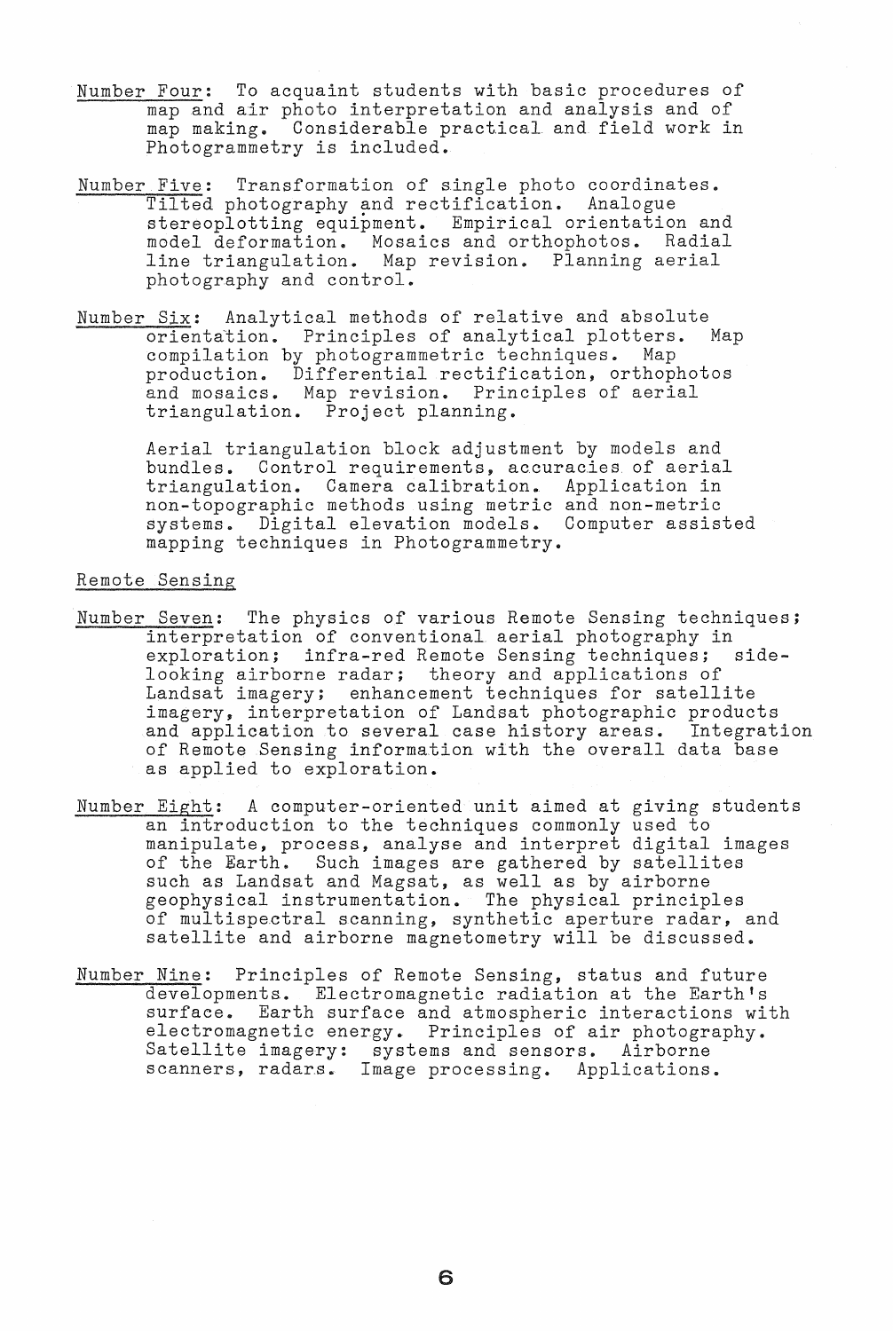Number Four: To acquaint students with basic procedures of map and air photo interpretation and analysis and of map making. Considerable practical and field work in Photogrammetry is included.

Number Five: Transformation of single photo coordinates. Tilted photography and rectification. Analogue stereoplotting equipment. Empirical orientation and model deformation. Mosaics and orthophotos. Radial line triangulation. Map revision. Planning aerial photography and control.

Number Six: Analytical methods of relative and absolute orientation. Principles of analytical plotters. Map compilation by photogrammetric techniques. Map production. Differential rectification, orthophotos and mosaics. Map revision. Principles of aerial triangulation. Project planning.

Aerial triangulation block adjustment by models and bundles. Control requirements, accuracies of aerial triangulation. Camera calibration. Application in non-topographic methods using metric and non-metric systems. Digital elevation models. Computer assisted mapping techniques in Photogrammetry.

Remote Sensing

Number Seven: The physics of various Remote Sensing techniques; interpretation of conventional aerial photography in exploration; infra-red Remote Sensing techniques; side-looking airborne radar; theory and applications of Landsat imagery; enhancement techniques for satellite imagery, interpretation of Landsat photographic products and application to several case history areas. Integration of Remote Sensing information with the overall data base as applied to exploration.

Number Eight: A computer-oriented unit aimed at giving students an introduction to the techniques commonly used to manipulate, process, analyse and interpret digital images of the Earth. Such images are gathered by satellites such as Landsat and Magsat, as well as by airborne geophysical instrumentation. The physical principles of multispectral scanning, synthetic aperture radar, and satellite and airborne magnetometry will be discussed.

Number Nine: Principles of Remote Sensing, status and future developments. Electromagnetic radiation at the Earth's surface. Earth surface and atmospheric interactions with electromagnetic energy. Principles of air photography. Satellite imagery: systems and sensors. Airborne scanners, radars. Image processing. Applications.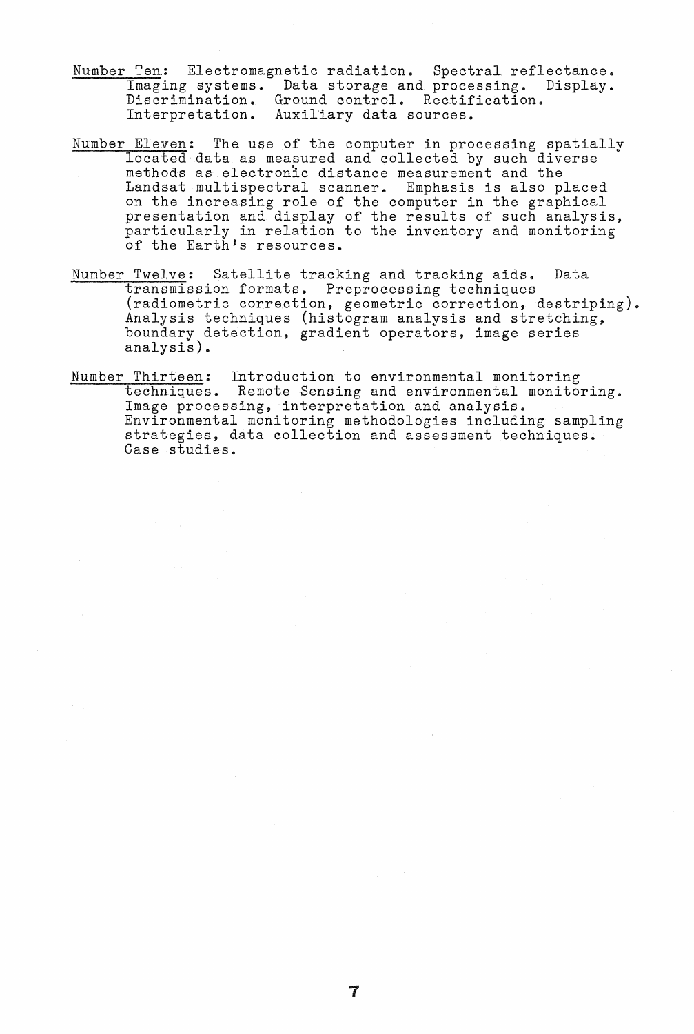<u>Number Ten</u>: Electromagnetic radiation. Spectral reflectance. Imaging systems. Data storage and processing. Display. Discrimination. Ground control. Rectification. Interpretation. Auxiliary data sources.

<u>Number Eleven</u>: The use of the computer in processing spatially located data as measured and collected by such diverse methods as electronic distance measurement and the Landsat multispectral scanner. Emphasis is also placed on the increasing role of the computer in the graphical presentation and display of the results of such analysis, particularly in relation to the inventory and monitoring of the Earth's resources.

<u>Number Twelve</u>: Satellite tracking and tracking aids. Data transmission formats. Preprocessing techniques (radiometric correction, geometric correction, destriping). Analysis techniques (histogram analysis and stretching, boundary detection, gradient operators, image series analysis).

<u>Number Thirteen</u>: Introduction to environmental monitoring techniques. Remote Sensing and environmental monitoring. Image processing, interpretation and analysis. Environmental monitoring methodologies including sampling strategies, data collection and assessment techniques. Case studies.